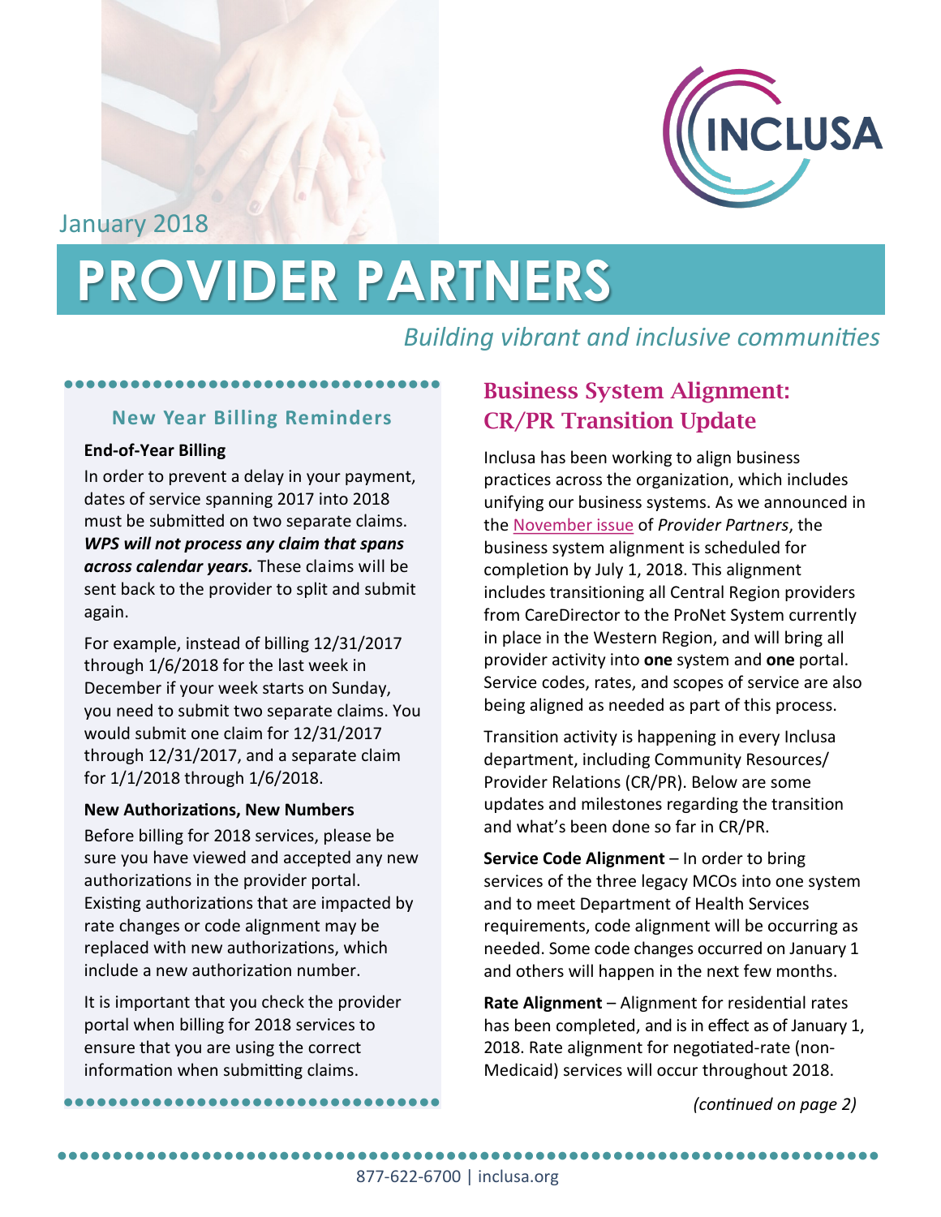January 2018

# PROVIDER PARTNERS

*Building vibrant and inclusive communities*

## New Year Billing Reminders

**End-of-Year Billing**

In order to prevent a delay in your payment, dates of service spanning 2017 into 2018 must be submitted on two separate claims. ***WPS will not process any claim that spans across calendar years.*** These claims will be sent back to the provider to split and submit again.

For example, instead of billing 12/31/2017 through 1/6/2018 for the last week in December if your week starts on Sunday, you need to submit two separate claims. You would submit one claim for 12/31/2017 through 12/31/2017, and a separate claim for 1/1/2018 through 1/6/2018.

**New Authorizations, New Numbers**

Before billing for 2018 services, please be sure you have viewed and accepted any new authorizations in the provider portal. Existing authorizations that are impacted by rate changes or code alignment may be replaced with new authorizations, which include a new authorization number.

It is important that you check the provider portal when billing for 2018 services to ensure that you are using the correct information when submitting claims.

## Business System Alignment: CR/PR Transition Update

Inclusa has been working to align business practices across the organization, which includes unifying our business systems. As we announced in the November issue of *Provider Partners*, the business system alignment is scheduled for completion by July 1, 2018. This alignment includes transitioning all Central Region providers from CareDirector to the ProNet System currently in place in the Western Region, and will bring all provider activity into **one** system and **one** portal. Service codes, rates, and scopes of service are also being aligned as needed as part of this process.

Transition activity is happening in every Inclusa department, including Community Resources/ Provider Relations (CR/PR). Below are some updates and milestones regarding the transition and what's been done so far in CR/PR.

**Service Code Alignment** – In order to bring services of the three legacy MCOs into one system and to meet Department of Health Services requirements, code alignment will be occurring as needed. Some code changes occurred on January 1 and others will happen in the next few months.

**Rate Alignment** – Alignment for residential rates has been completed, and is in effect as of January 1, 2018. Rate alignment for negotiated-rate (non-Medicaid) services will occur throughout 2018.

*(continued on page 2)*

877-622-6700 | inclusa.org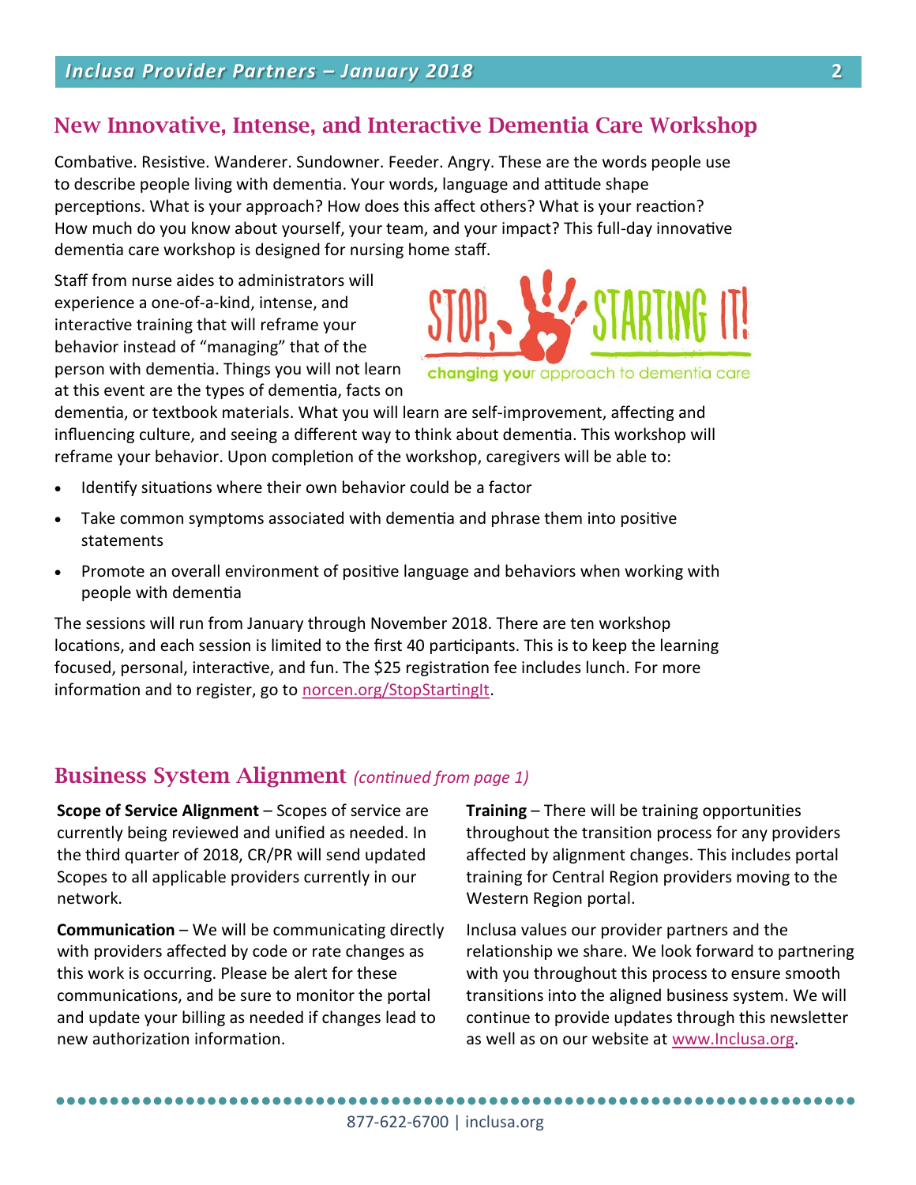## New Innovative, Intense, and Interactive Dementia Care Workshop

Combative. Resistive. Wanderer. Sundowner. Feeder. Angry. These are the words people use to describe people living with dementia. Your words, language and attitude shape perceptions. What is your approach? How does this affect others? What is your reaction? How much do you know about yourself, your team, and your impact? This full-day innovative dementia care workshop is designed for nursing home staff.

STOP, STARTING IT!
changing your approach to dementia care

Staff from nurse aides to administrators will experience a one-of-a-kind, intense, and interactive training that will reframe your behavior instead of "managing" that of the person with dementia. Things you will not learn at this event are the types of dementia, facts on dementia, or textbook materials. What you will learn are self-improvement, affecting and influencing culture, and seeing a different way to think about dementia. This workshop will reframe your behavior. Upon completion of the workshop, caregivers will be able to:

- Identify situations where their own behavior could be a factor
- Take common symptoms associated with dementia and phrase them into positive statements
- Promote an overall environment of positive language and behaviors when working with people with dementia

The sessions will run from January through November 2018. There are ten workshop locations, and each session is limited to the first 40 participants. This is to keep the learning focused, personal, interactive, and fun. The $25 registration fee includes lunch. For more information and to register, go to norcen.org/StopStartingIt.

## Business System Alignment *(continued from page 1)*

**Scope of Service Alignment** – Scopes of service are currently being reviewed and unified as needed. In the third quarter of 2018, CR/PR will send updated Scopes to all applicable providers currently in our network.

**Communication** – We will be communicating directly with providers affected by code or rate changes as this work is occurring. Please be alert for these communications, and be sure to monitor the portal and update your billing as needed if changes lead to new authorization information.

**Training** – There will be training opportunities throughout the transition process for any providers affected by alignment changes. This includes portal training for Central Region providers moving to the Western Region portal.

Inclusa values our provider partners and the relationship we share. We look forward to partnering with you throughout this process to ensure smooth transitions into the aligned business system. We will continue to provide updates through this newsletter as well as on our website at www.Inclusa.org.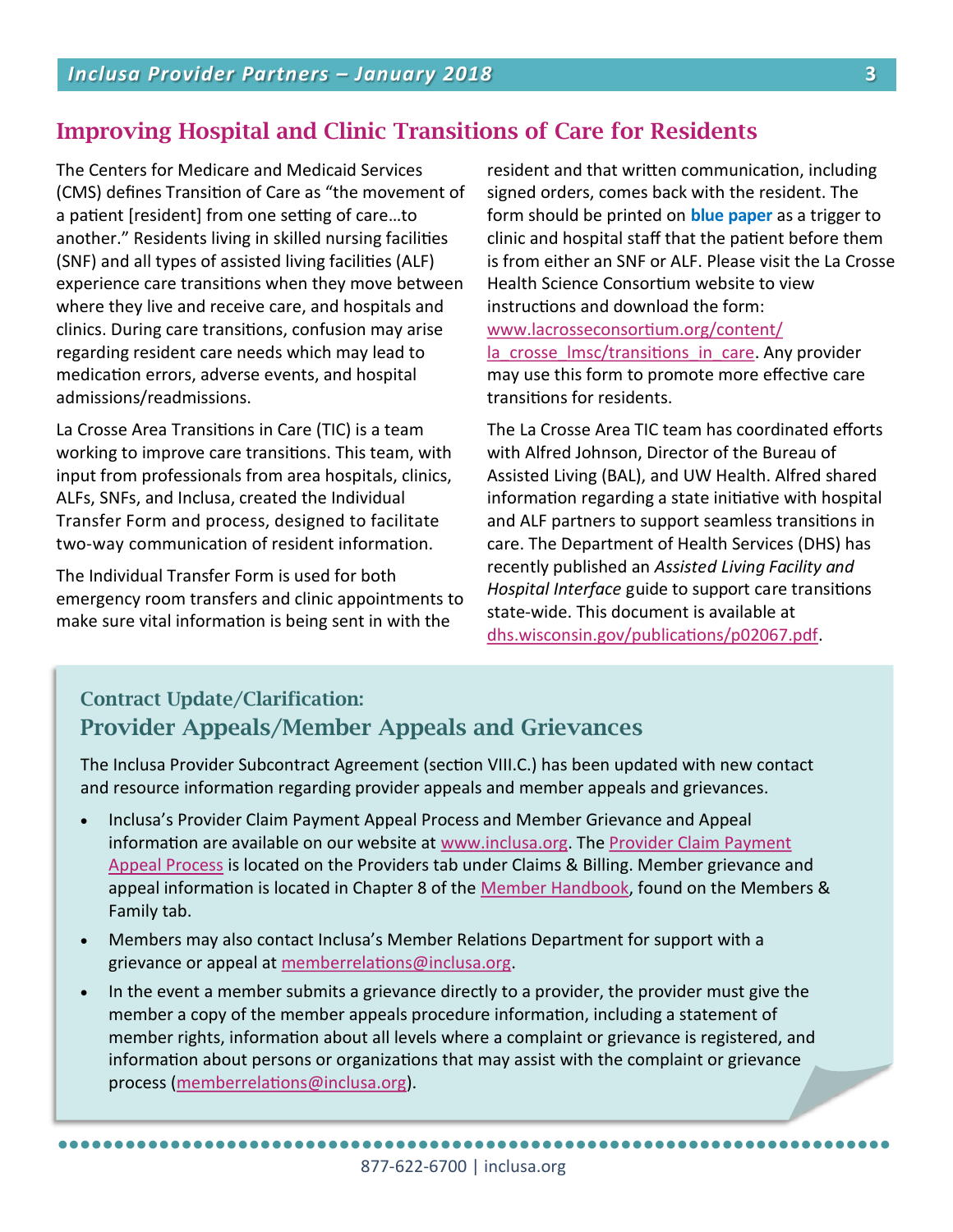## Improving Hospital and Clinic Transitions of Care for Residents

The Centers for Medicare and Medicaid Services (CMS) defines Transition of Care as "the movement of a patient [resident] from one setting of care…to another." Residents living in skilled nursing facilities (SNF) and all types of assisted living facilities (ALF) experience care transitions when they move between where they live and receive care, and hospitals and clinics. During care transitions, confusion may arise regarding resident care needs which may lead to medication errors, adverse events, and hospital admissions/readmissions.

La Crosse Area Transitions in Care (TIC) is a team working to improve care transitions. This team, with input from professionals from area hospitals, clinics, ALFs, SNFs, and Inclusa, created the Individual Transfer Form and process, designed to facilitate two-way communication of resident information.

The Individual Transfer Form is used for both emergency room transfers and clinic appointments to make sure vital information is being sent in with the resident and that written communication, including signed orders, comes back with the resident. The form should be printed on **blue paper** as a trigger to clinic and hospital staff that the patient before them is from either an SNF or ALF. Please visit the La Crosse Health Science Consortium website to view instructions and download the form: www.lacrosseconsortium.org/content/la_crosse_lmsc/transitions_in_care. Any provider may use this form to promote more effective care transitions for residents.

The La Crosse Area TIC team has coordinated efforts with Alfred Johnson, Director of the Bureau of Assisted Living (BAL), and UW Health. Alfred shared information regarding a state initiative with hospital and ALF partners to support seamless transitions in care. The Department of Health Services (DHS) has recently published an *Assisted Living Facility and Hospital Interface* guide to support care transitions state-wide. This document is available at dhs.wisconsin.gov/publications/p02067.pdf.

### Contract Update/Clarification:
### Provider Appeals/Member Appeals and Grievances

The Inclusa Provider Subcontract Agreement (section VIII.C.) has been updated with new contact and resource information regarding provider appeals and member appeals and grievances.

- Inclusa's Provider Claim Payment Appeal Process and Member Grievance and Appeal information are available on our website at www.inclusa.org. The Provider Claim Payment Appeal Process is located on the Providers tab under Claims & Billing. Member grievance and appeal information is located in Chapter 8 of the Member Handbook, found on the Members & Family tab.
- Members may also contact Inclusa's Member Relations Department for support with a grievance or appeal at memberrelations@inclusa.org.
- In the event a member submits a grievance directly to a provider, the provider must give the member a copy of the member appeals procedure information, including a statement of member rights, information about all levels where a complaint or grievance is registered, and information about persons or organizations that may assist with the complaint or grievance process (memberrelations@inclusa.org).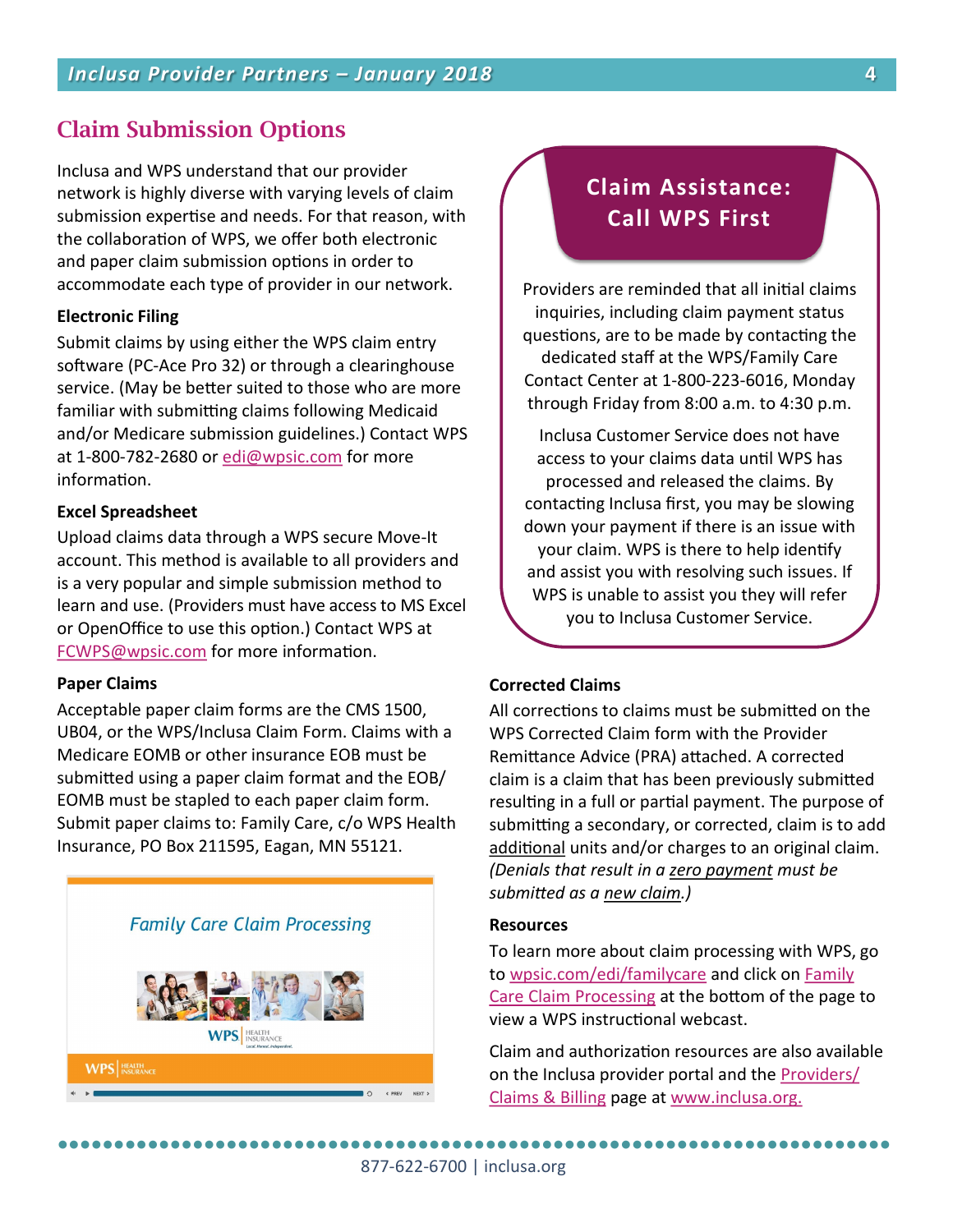## Claim Submission Options

Inclusa and WPS understand that our provider network is highly diverse with varying levels of claim submission expertise and needs. For that reason, with the collaboration of WPS, we offer both electronic and paper claim submission options in order to accommodate each type of provider in our network.

**Electronic Filing**

Submit claims by using either the WPS claim entry software (PC-Ace Pro 32) or through a clearinghouse service. (May be better suited to those who are more familiar with submitting claims following Medicaid and/or Medicare submission guidelines.) Contact WPS at 1-800-782-2680 or edi@wpsic.com for more information.

**Excel Spreadsheet**

Upload claims data through a WPS secure Move-It account. This method is available to all providers and is a very popular and simple submission method to learn and use. (Providers must have access to MS Excel or OpenOffice to use this option.) Contact WPS at FCWPS@wpsic.com for more information.

**Paper Claims**

Acceptable paper claim forms are the CMS 1500, UB04, or the WPS/Inclusa Claim Form. Claims with a Medicare EOMB or other insurance EOB must be submitted using a paper claim format and the EOB/EOMB must be stapled to each paper claim form. Submit paper claims to: Family Care, c/o WPS Health Insurance, PO Box 211595, Eagan, MN 55121.

*Family Care Claim Processing*

### Claim Assistance: Call WPS First

Providers are reminded that all initial claims inquiries, including claim payment status questions, are to be made by contacting the dedicated staff at the WPS/Family Care Contact Center at 1-800-223-6016, Monday through Friday from 8:00 a.m. to 4:30 p.m.

Inclusa Customer Service does not have access to your claims data until WPS has processed and released the claims. By contacting Inclusa first, you may be slowing down your payment if there is an issue with your claim. WPS is there to help identify and assist you with resolving such issues. If WPS is unable to assist you they will refer you to Inclusa Customer Service.

**Corrected Claims**

All corrections to claims must be submitted on the WPS Corrected Claim form with the Provider Remittance Advice (PRA) attached. A corrected claim is a claim that has been previously submitted resulting in a full or partial payment. The purpose of submitting a secondary, or corrected, claim is to add additional units and/or charges to an original claim. *(Denials that result in a zero payment must be submitted as a new claim.)*

**Resources**

To learn more about claim processing with WPS, go to wpsic.com/edi/familycare and click on Family Care Claim Processing at the bottom of the page to view a WPS instructional webcast.

Claim and authorization resources are also available on the Inclusa provider portal and the Providers/Claims & Billing page at www.inclusa.org.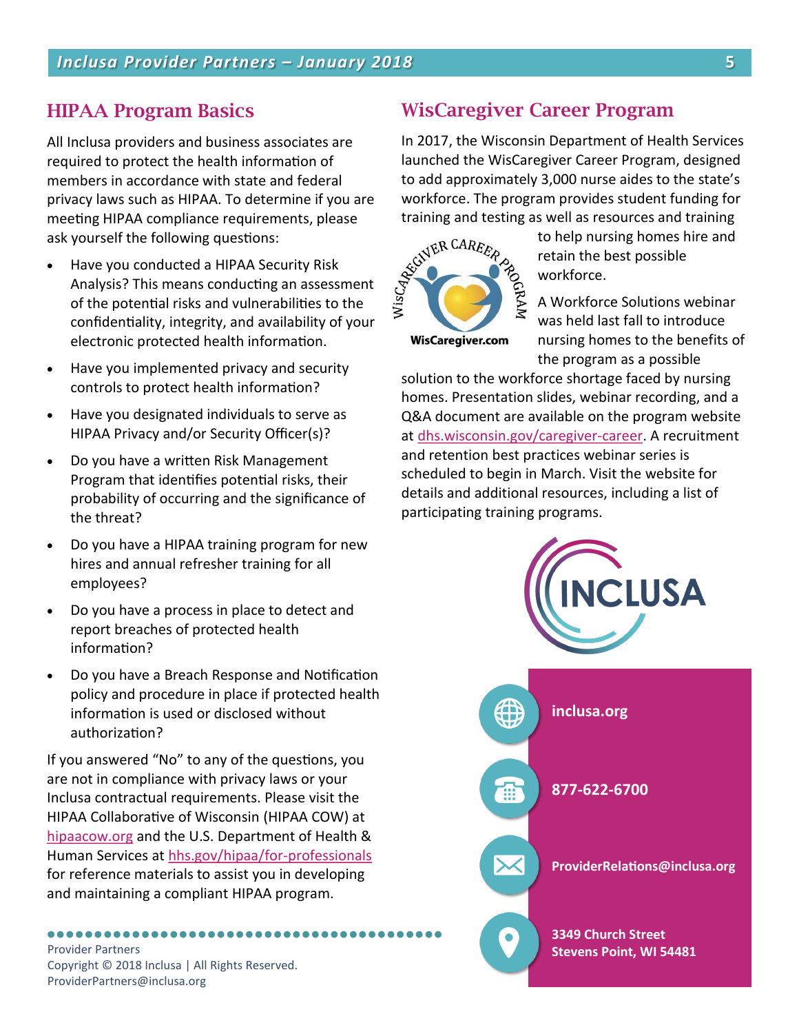## HIPAA Program Basics

All Inclusa providers and business associates are required to protect the health information of members in accordance with state and federal privacy laws such as HIPAA. To determine if you are meeting HIPAA compliance requirements, please ask yourself the following questions:

- Have you conducted a HIPAA Security Risk Analysis? This means conducting an assessment of the potential risks and vulnerabilities to the confidentiality, integrity, and availability of your electronic protected health information.
- Have you implemented privacy and security controls to protect health information?
- Have you designated individuals to serve as HIPAA Privacy and/or Security Officer(s)?
- Do you have a written Risk Management Program that identifies potential risks, their probability of occurring and the significance of the threat?
- Do you have a HIPAA training program for new hires and annual refresher training for all employees?
- Do you have a process in place to detect and report breaches of protected health information?
- Do you have a Breach Response and Notification policy and procedure in place if protected health information is used or disclosed without authorization?

If you answered "No" to any of the questions, you are not in compliance with privacy laws or your Inclusa contractual requirements. Please visit the HIPAA Collaborative of Wisconsin (HIPAA COW) at hipaacow.org and the U.S. Department of Health & Human Services at hhs.gov/hipaa/for-professionals for reference materials to assist you in developing and maintaining a compliant HIPAA program.

Provider Partners
Copyright © 2018 Inclusa | All Rights Reserved.
ProviderPartners@inclusa.org

## WisCaregiver Career Program

In 2017, the Wisconsin Department of Health Services launched the WisCaregiver Career Program, designed to add approximately 3,000 nurse aides to the state's workforce. The program provides student funding for training and testing as well as resources and training to help nursing homes hire and retain the best possible workforce.

WisCaregiver.com

A Workforce Solutions webinar was held last fall to introduce nursing homes to the benefits of the program as a possible solution to the workforce shortage faced by nursing homes. Presentation slides, webinar recording, and a Q&A document are available on the program website at dhs.wisconsin.gov/caregiver-career. A recruitment and retention best practices webinar series is scheduled to begin in March. Visit the website for details and additional resources, including a list of participating training programs.

INCLUSA

**inclusa.org**

**877-622-6700**

**ProviderRelations@inclusa.org**

**3349 Church Street**
**Stevens Point, WI 54481**